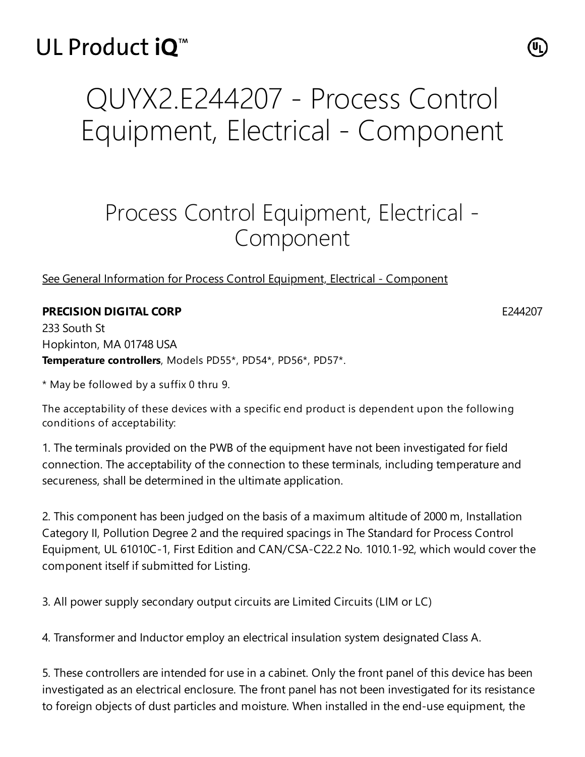UL Product iQ™

# QUYX2.E244207 - Process Control Equipment, Electrical - Component

## Process Control Equipment, Electrical - Component

See General Information for Process Control Equipment, Electrical - Component

**PRECISION DIGITAL CORP** E244207

233 South St
Hopkinton, MA 01748 USA

**Temperature controllers**, Models PD55*, PD54*, PD56*, PD57*.

* May be followed by a suffix 0 thru 9.

The acceptability of these devices with a specific end product is dependent upon the following conditions of acceptability:

1. The terminals provided on the PWB of the equipment have not been investigated for field connection. The acceptability of the connection to these terminals, including temperature and secureness, shall be determined in the ultimate application.

2. This component has been judged on the basis of a maximum altitude of 2000 m, Installation Category II, Pollution Degree 2 and the required spacings in The Standard for Process Control Equipment, UL 61010C-1, First Edition and CAN/CSA-C22.2 No. 1010.1-92, which would cover the component itself if submitted for Listing.

3. All power supply secondary output circuits are Limited Circuits (LIM or LC)

4. Transformer and Inductor employ an electrical insulation system designated Class A.

5. These controllers are intended for use in a cabinet. Only the front panel of this device has been investigated as an electrical enclosure. The front panel has not been investigated for its resistance to foreign objects of dust particles and moisture. When installed in the end-use equipment, the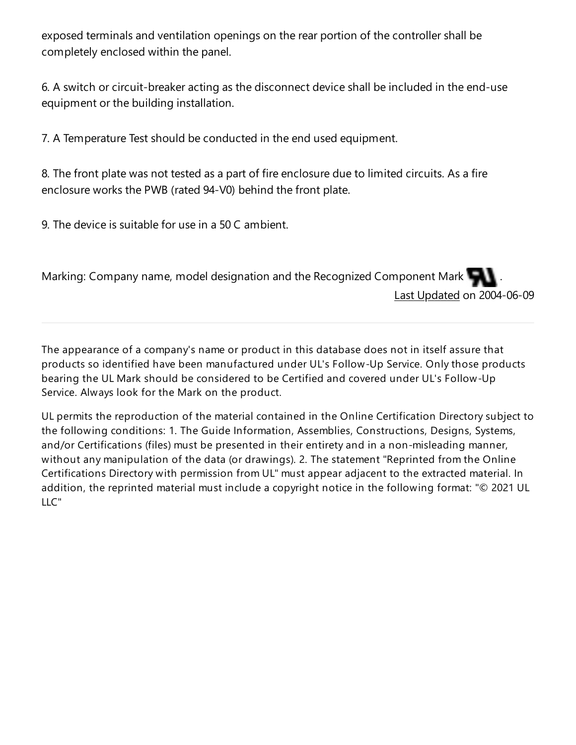exposed terminals and ventilation openings on the rear portion of the controller shall be completely enclosed within the panel.

6. A switch or circuit-breaker acting as the disconnect device shall be included in the end-use equipment or the building installation.

7. A Temperature Test should be conducted in the end used equipment.

8. The front plate was not tested as a part of fire enclosure due to limited circuits. As a fire enclosure works the PWB (rated 94-V0) behind the front plate.

9. The device is suitable for use in a 50 C ambient.

Marking: Company name, model designation and the Recognized Component Mark .

Last Updated on 2004-06-09

---

The appearance of a company's name or product in this database does not in itself assure that products so identified have been manufactured under UL's Follow-Up Service. Only those products bearing the UL Mark should be considered to be Certified and covered under UL's Follow-Up Service. Always look for the Mark on the product.

UL permits the reproduction of the material contained in the Online Certification Directory subject to the following conditions: 1. The Guide Information, Assemblies, Constructions, Designs, Systems, and/or Certifications (files) must be presented in their entirety and in a non-misleading manner, without any manipulation of the data (or drawings). 2. The statement "Reprinted from the Online Certifications Directory with permission from UL" must appear adjacent to the extracted material. In addition, the reprinted material must include a copyright notice in the following format: "© 2021 UL LLC"